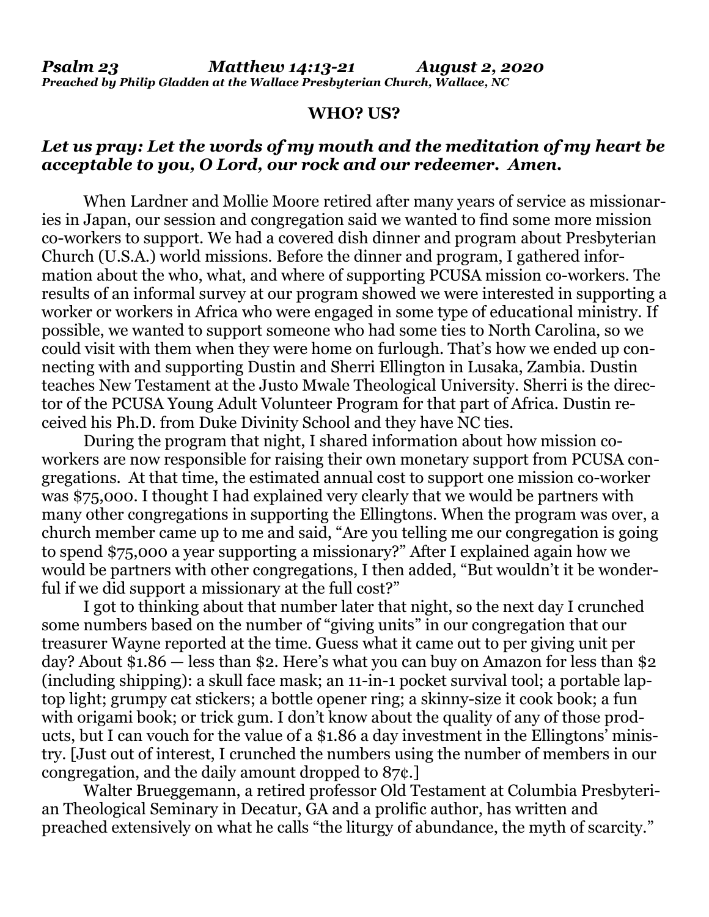*Psalm 23　　　　　Matthew 14:13-21　　　　　August 2, 2020*
***Preached by Philip Gladden at the Wallace Presbyterian Church, Wallace, NC***

## WHO? US?

***Let us pray: Let the words of my mouth and the meditation of my heart be acceptable to you, O Lord, our rock and our redeemer. Amen.***

When Lardner and Mollie Moore retired after many years of service as missionaries in Japan, our session and congregation said we wanted to find some more mission co-workers to support. We had a covered dish dinner and program about Presbyterian Church (U.S.A.) world missions. Before the dinner and program, I gathered information about the who, what, and where of supporting PCUSA mission co-workers. The results of an informal survey at our program showed we were interested in supporting a worker or workers in Africa who were engaged in some type of educational ministry. If possible, we wanted to support someone who had some ties to North Carolina, so we could visit with them when they were home on furlough. That's how we ended up connecting with and supporting Dustin and Sherri Ellington in Lusaka, Zambia. Dustin teaches New Testament at the Justo Mwale Theological University. Sherri is the director of the PCUSA Young Adult Volunteer Program for that part of Africa. Dustin received his Ph.D. from Duke Divinity School and they have NC ties.

During the program that night, I shared information about how mission co-workers are now responsible for raising their own monetary support from PCUSA congregations. At that time, the estimated annual cost to support one mission co-worker was $75,000. I thought I had explained very clearly that we would be partners with many other congregations in supporting the Ellingtons. When the program was over, a church member came up to me and said, "Are you telling me our congregation is going to spend $75,000 a year supporting a missionary?" After I explained again how we would be partners with other congregations, I then added, "But wouldn't it be wonderful if we did support a missionary at the full cost?"

I got to thinking about that number later that night, so the next day I crunched some numbers based on the number of "giving units" in our congregation that our treasurer Wayne reported at the time. Guess what it came out to per giving unit per day? About $1.86 — less than $2. Here's what you can buy on Amazon for less than $2 (including shipping): a skull face mask; an 11-in-1 pocket survival tool; a portable laptop light; grumpy cat stickers; a bottle opener ring; a skinny-size it cook book; a fun with origami book; or trick gum. I don't know about the quality of any of those products, but I can vouch for the value of a $1.86 a day investment in the Ellingtons' ministry. [Just out of interest, I crunched the numbers using the number of members in our congregation, and the daily amount dropped to 87¢.]

Walter Brueggemann, a retired professor Old Testament at Columbia Presbyterian Theological Seminary in Decatur, GA and a prolific author, has written and preached extensively on what he calls "the liturgy of abundance, the myth of scarcity."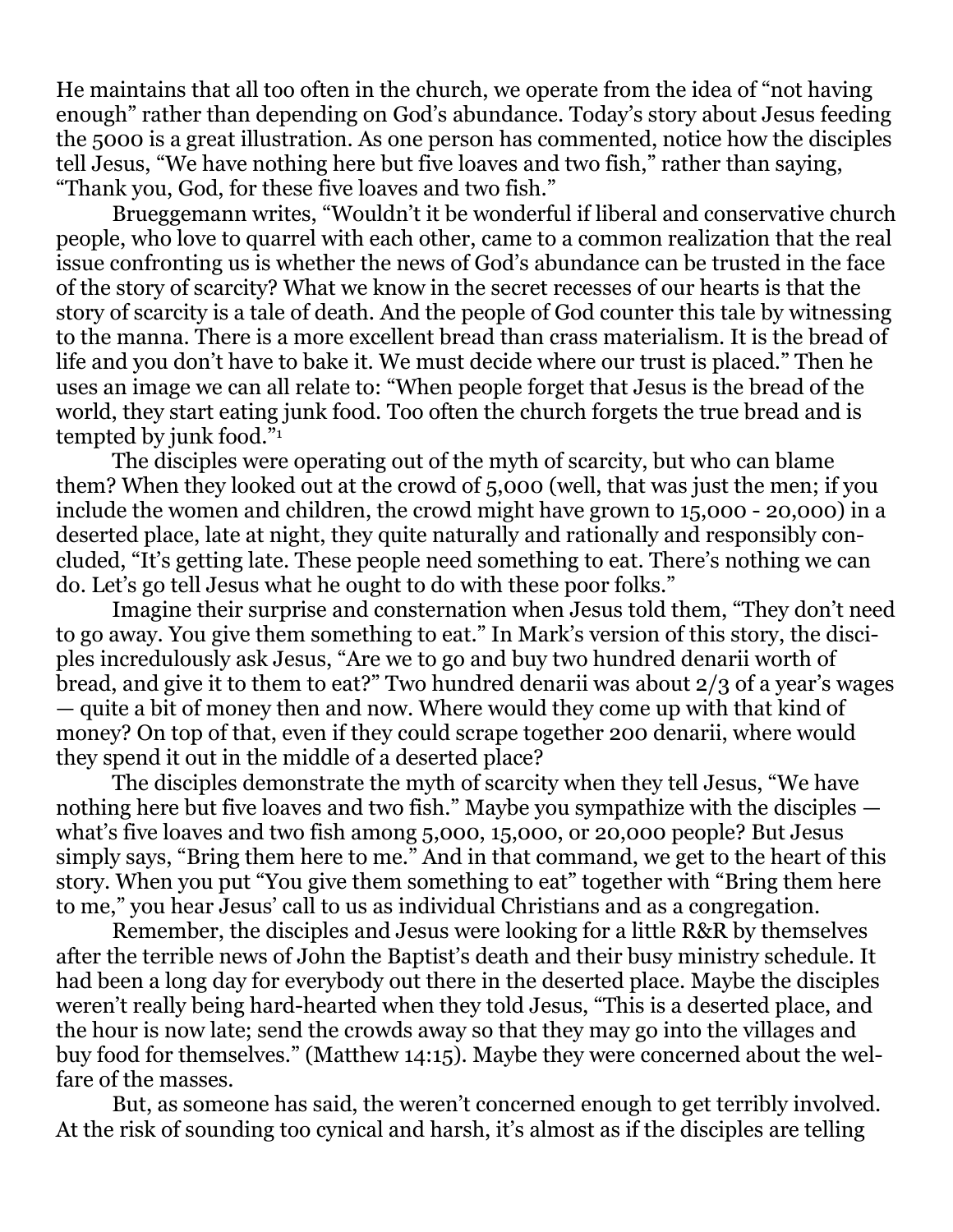He maintains that all too often in the church, we operate from the idea of "not having enough" rather than depending on God's abundance. Today's story about Jesus feeding the 5000 is a great illustration. As one person has commented, notice how the disciples tell Jesus, "We have nothing here but five loaves and two fish," rather than saying, "Thank you, God, for these five loaves and two fish."

Brueggemann writes, "Wouldn't it be wonderful if liberal and conservative church people, who love to quarrel with each other, came to a common realization that the real issue confronting us is whether the news of God's abundance can be trusted in the face of the story of scarcity? What we know in the secret recesses of our hearts is that the story of scarcity is a tale of death. And the people of God counter this tale by witnessing to the manna. There is a more excellent bread than crass materialism. It is the bread of life and you don't have to bake it. We must decide where our trust is placed." Then he uses an image we can all relate to: "When people forget that Jesus is the bread of the world, they start eating junk food. Too often the church forgets the true bread and is tempted by junk food."[1]

The disciples were operating out of the myth of scarcity, but who can blame them? When they looked out at the crowd of 5,000 (well, that was just the men; if you include the women and children, the crowd might have grown to 15,000 - 20,000) in a deserted place, late at night, they quite naturally and rationally and responsibly concluded, "It's getting late. These people need something to eat. There's nothing we can do. Let's go tell Jesus what he ought to do with these poor folks."

Imagine their surprise and consternation when Jesus told them, "They don't need to go away. You give them something to eat." In Mark's version of this story, the disciples incredulously ask Jesus, "Are we to go and buy two hundred denarii worth of bread, and give it to them to eat?" Two hundred denarii was about 2/3 of a year's wages — quite a bit of money then and now. Where would they come up with that kind of money? On top of that, even if they could scrape together 200 denarii, where would they spend it out in the middle of a deserted place?

The disciples demonstrate the myth of scarcity when they tell Jesus, "We have nothing here but five loaves and two fish." Maybe you sympathize with the disciples — what's five loaves and two fish among 5,000, 15,000, or 20,000 people? But Jesus simply says, "Bring them here to me." And in that command, we get to the heart of this story. When you put "You give them something to eat" together with "Bring them here to me," you hear Jesus' call to us as individual Christians and as a congregation.

Remember, the disciples and Jesus were looking for a little R&R by themselves after the terrible news of John the Baptist's death and their busy ministry schedule. It had been a long day for everybody out there in the deserted place. Maybe the disciples weren't really being hard-hearted when they told Jesus, "This is a deserted place, and the hour is now late; send the crowds away so that they may go into the villages and buy food for themselves." (Matthew 14:15). Maybe they were concerned about the welfare of the masses.

But, as someone has said, the weren't concerned enough to get terribly involved. At the risk of sounding too cynical and harsh, it's almost as if the disciples are telling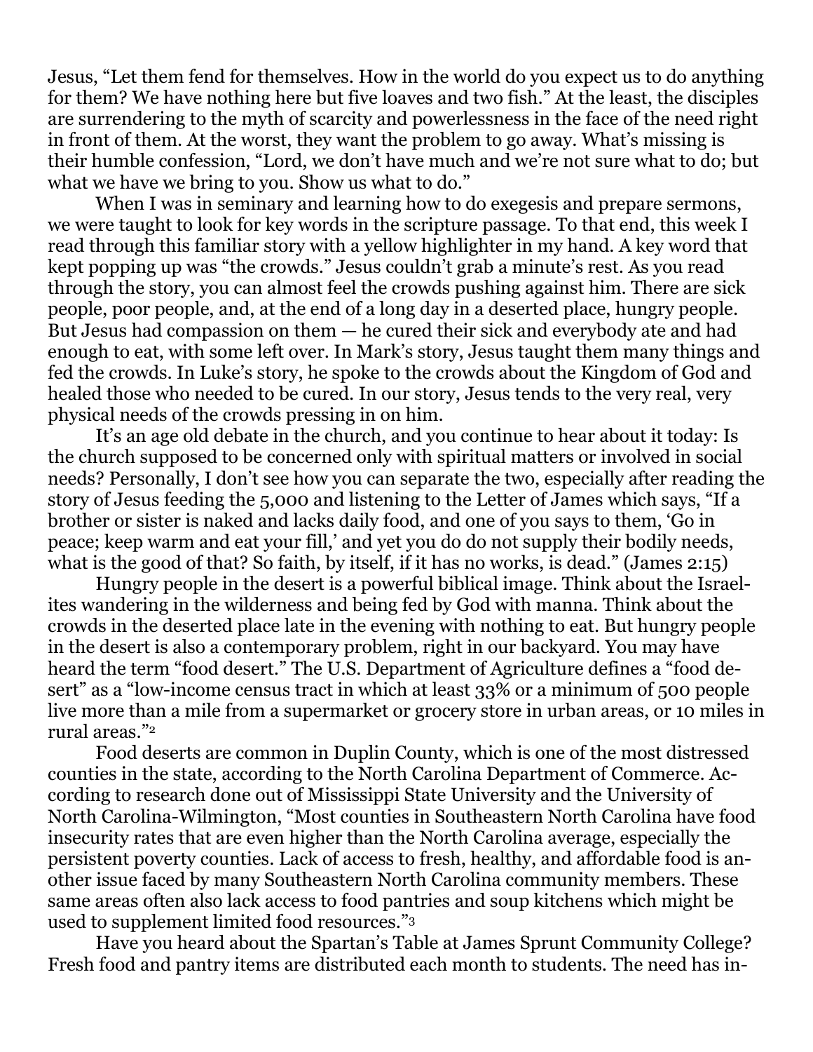Jesus, "Let them fend for themselves. How in the world do you expect us to do anything for them? We have nothing here but five loaves and two fish." At the least, the disciples are surrendering to the myth of scarcity and powerlessness in the face of the need right in front of them. At the worst, they want the problem to go away. What's missing is their humble confession, "Lord, we don't have much and we're not sure what to do; but what we have we bring to you. Show us what to do."

When I was in seminary and learning how to do exegesis and prepare sermons, we were taught to look for key words in the scripture passage. To that end, this week I read through this familiar story with a yellow highlighter in my hand. A key word that kept popping up was "the crowds." Jesus couldn't grab a minute's rest. As you read through the story, you can almost feel the crowds pushing against him. There are sick people, poor people, and, at the end of a long day in a deserted place, hungry people. But Jesus had compassion on them — he cured their sick and everybody ate and had enough to eat, with some left over. In Mark's story, Jesus taught them many things and fed the crowds. In Luke's story, he spoke to the crowds about the Kingdom of God and healed those who needed to be cured. In our story, Jesus tends to the very real, very physical needs of the crowds pressing in on him.

It's an age old debate in the church, and you continue to hear about it today: Is the church supposed to be concerned only with spiritual matters or involved in social needs? Personally, I don't see how you can separate the two, especially after reading the story of Jesus feeding the 5,000 and listening to the Letter of James which says, "If a brother or sister is naked and lacks daily food, and one of you says to them, 'Go in peace; keep warm and eat your fill,' and yet you do do not supply their bodily needs, what is the good of that? So faith, by itself, if it has no works, is dead." (James 2:15)

Hungry people in the desert is a powerful biblical image. Think about the Israelites wandering in the wilderness and being fed by God with manna. Think about the crowds in the deserted place late in the evening with nothing to eat. But hungry people in the desert is also a contemporary problem, right in our backyard. You may have heard the term "food desert." The U.S. Department of Agriculture defines a "food desert" as a "low-income census tract in which at least 33% or a minimum of 500 people live more than a mile from a supermarket or grocery store in urban areas, or 10 miles in rural areas."[2]

Food deserts are common in Duplin County, which is one of the most distressed counties in the state, according to the North Carolina Department of Commerce. According to research done out of Mississippi State University and the University of North Carolina-Wilmington, "Most counties in Southeastern North Carolina have food insecurity rates that are even higher than the North Carolina average, especially the persistent poverty counties. Lack of access to fresh, healthy, and affordable food is another issue faced by many Southeastern North Carolina community members. These same areas often also lack access to food pantries and soup kitchens which might be used to supplement limited food resources."[3]

Have you heard about the Spartan's Table at James Sprunt Community College? Fresh food and pantry items are distributed each month to students. The need has in-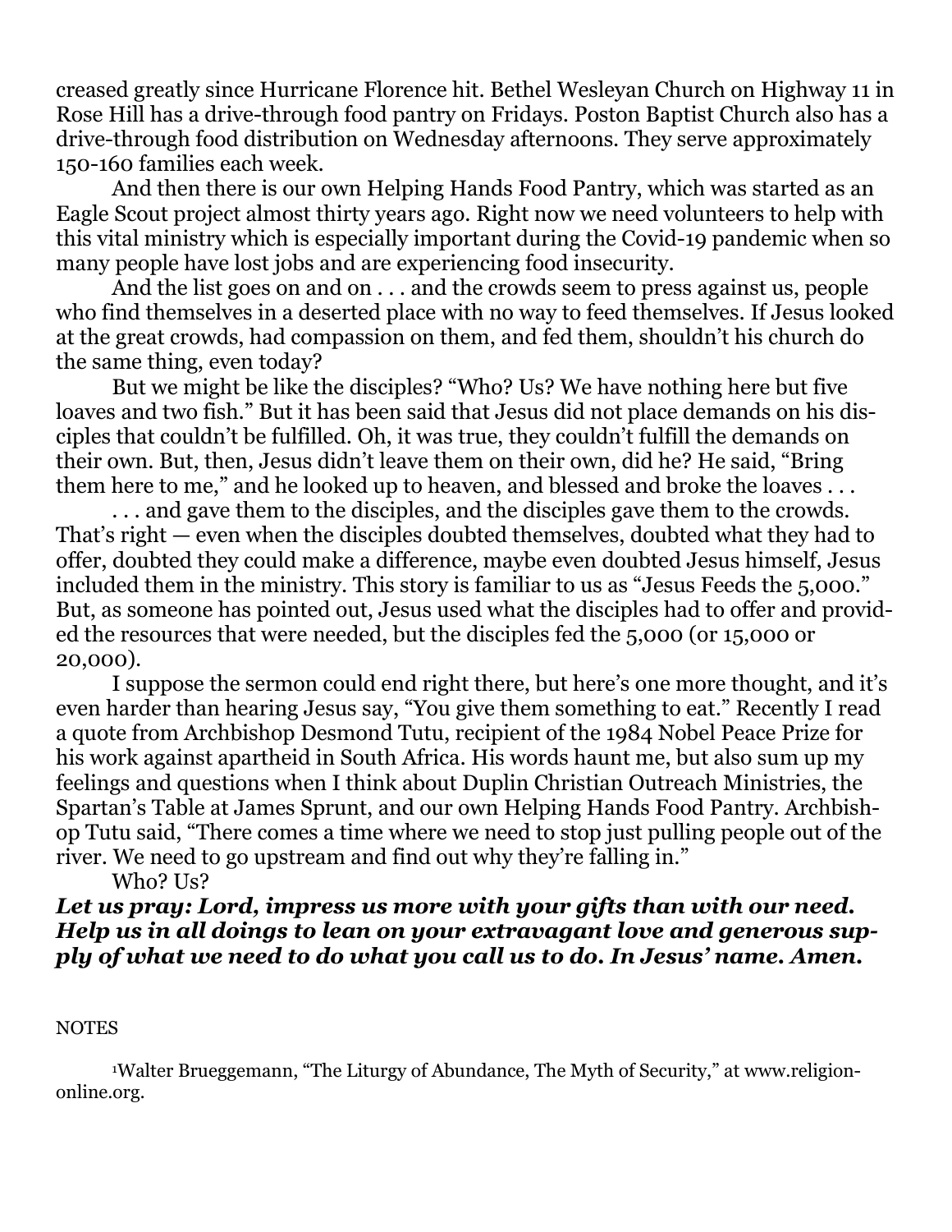creased greatly since Hurricane Florence hit. Bethel Wesleyan Church on Highway 11 in Rose Hill has a drive-through food pantry on Fridays. Poston Baptist Church also has a drive-through food distribution on Wednesday afternoons. They serve approximately 150-160 families each week.

And then there is our own Helping Hands Food Pantry, which was started as an Eagle Scout project almost thirty years ago. Right now we need volunteers to help with this vital ministry which is especially important during the Covid-19 pandemic when so many people have lost jobs and are experiencing food insecurity.

And the list goes on and on . . . and the crowds seem to press against us, people who find themselves in a deserted place with no way to feed themselves. If Jesus looked at the great crowds, had compassion on them, and fed them, shouldn't his church do the same thing, even today?

But we might be like the disciples? "Who? Us? We have nothing here but five loaves and two fish." But it has been said that Jesus did not place demands on his disciples that couldn't be fulfilled. Oh, it was true, they couldn't fulfill the demands on their own. But, then, Jesus didn't leave them on their own, did he? He said, "Bring them here to me," and he looked up to heaven, and blessed and broke the loaves . . .

. . . and gave them to the disciples, and the disciples gave them to the crowds. That's right — even when the disciples doubted themselves, doubted what they had to offer, doubted they could make a difference, maybe even doubted Jesus himself, Jesus included them in the ministry. This story is familiar to us as "Jesus Feeds the 5,000." But, as someone has pointed out, Jesus used what the disciples had to offer and provided the resources that were needed, but the disciples fed the 5,000 (or 15,000 or 20,000).

I suppose the sermon could end right there, but here's one more thought, and it's even harder than hearing Jesus say, "You give them something to eat." Recently I read a quote from Archbishop Desmond Tutu, recipient of the 1984 Nobel Peace Prize for his work against apartheid in South Africa. His words haunt me, but also sum up my feelings and questions when I think about Duplin Christian Outreach Ministries, the Spartan's Table at James Sprunt, and our own Helping Hands Food Pantry. Archbishop Tutu said, "There comes a time where we need to stop just pulling people out of the river. We need to go upstream and find out why they're falling in."

Who? Us?

***Let us pray: Lord, impress us more with your gifts than with our need. Help us in all doings to lean on your extravagant love and generous supply of what we need to do what you call us to do. In Jesus' name. Amen.***

NOTES

[1]Walter Brueggemann, "The Liturgy of Abundance, The Myth of Security," at www.religion-online.org.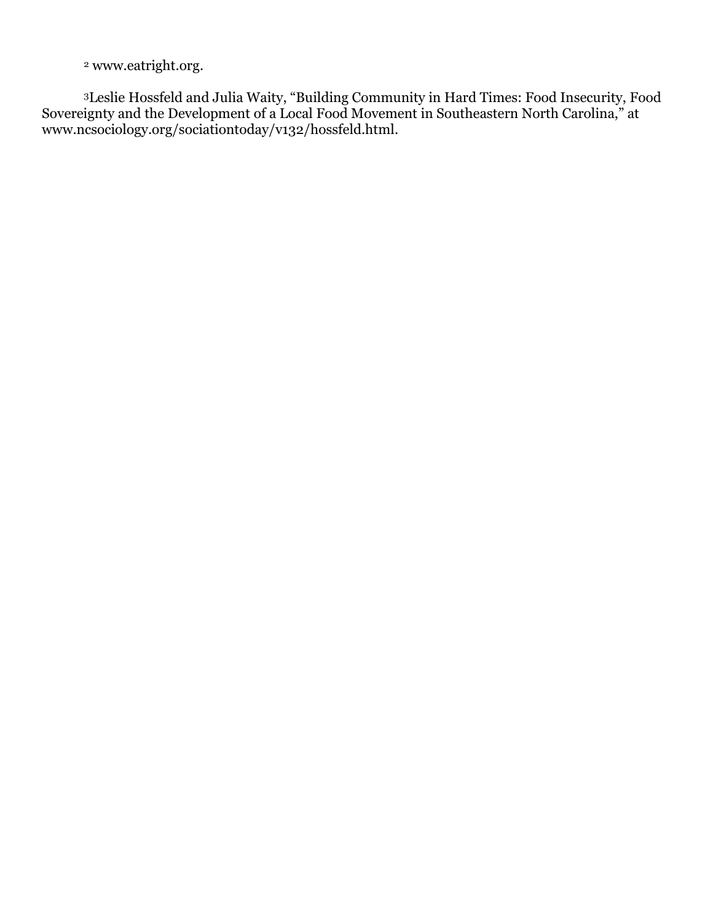[2] www.eatright.org.

[3]Leslie Hossfeld and Julia Waity, "Building Community in Hard Times: Food Insecurity, Food Sovereignty and the Development of a Local Food Movement in Southeastern North Carolina," at www.ncsociology.org/sociationtoday/v132/hossfeld.html.